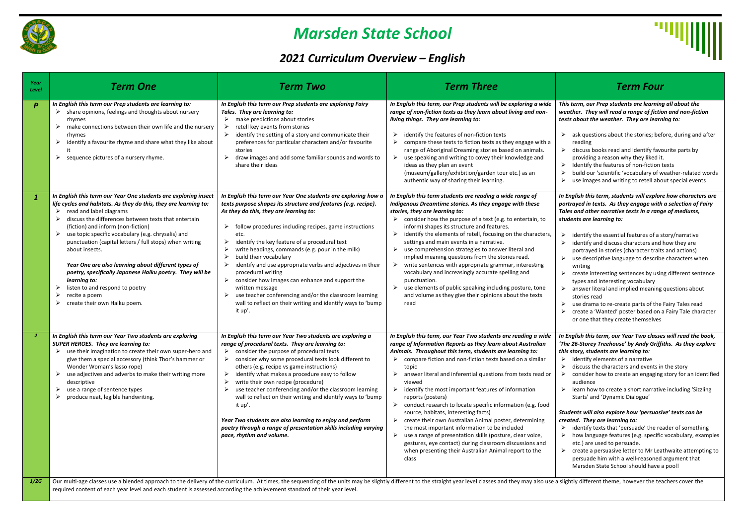# Marsden State School

## 2021 Curriculum Overview – English

| Year Level | Term One | Term Two | Term Three | Term Four |
|---|---|---|---|---|
| ***P*** | ***In English this term our Prep students are learning to:***<br>➢ share opinions, feelings and thoughts about nursery rhymes<br>➢ make connections between their own life and the nursery rhymes<br>➢ identify a favourite rhyme and share what they like about it<br>➢ sequence pictures of a nursery rhyme. | ***In English this term our Prep students are exploring Fairy Tales. They are learning to:***<br>➢ make predictions about stories<br>➢ retell key events from stories<br>➢ identify the setting of a story and communicate their preferences for particular characters and/or favourite stories<br>➢ draw images and add some familiar sounds and words to share their ideas | ***In English this term, our Prep students will be exploring a wide range of non-fiction texts as they learn about living and non-living things. They are learning to:***<br>➢ identify the features of non-fiction texts<br>➢ compare these texts to fiction texts as they engage with a range of Aboriginal Dreaming stories based on animals.<br>➢ use speaking and writing to covey their knowledge and ideas as they plan an event (museum/gallery/exhibition/garden tour etc.) as an authentic way of sharing their learning. | ***This term, our Prep students are learning all about the weather. They will read a range of fiction and non-fiction texts about the weather. They are learning to:***<br>➢ ask questions about the stories; before, during and after reading<br>➢ discuss books read and identify favourite parts by providing a reason why they liked it.<br>➢ Identify the features of non-fiction texts<br>➢ build our 'scientific 'vocabulary of weather-related words<br>➢ use images and writing to retell about special events |
| ***1*** | ***In English this term our Year One students are exploring insect life cycles and habitats. As they do this, they are learning to:***<br>➢ read and label diagrams<br>➢ discuss the differences between texts that entertain (fiction) and inform (non-fiction)<br>➢ use topic specific vocabulary (e.g. chrysalis) and punctuation (capital letters / full stops) when writing about insects.<br><br>***Year One are also learning about different types of poetry, specifically Japanese Haiku poetry. They will be learning to:***<br>➢ listen to and respond to poetry<br>➢ recite a poem<br>➢ create their own Haiku poem. | ***In English this term our Year One students are exploring how a texts purpose shapes its structure and features (e.g. recipe). As they do this, they are learning to:***<br>➢ follow procedures including recipes, game instructions etc.<br>➢ identify the key feature of a procedural text<br>➢ write headings, commands (e.g. pour in the milk)<br>➢ build their vocabulary<br>➢ identify and use appropriate verbs and adjectives in their procedural writing<br>➢ consider how images can enhance and support the written message<br>➢ use teacher conferencing and/or the classroom learning wall to reflect on their writing and identify ways to 'bump it up'. | ***In English this term students are reading a wide range of Indigenous Dreamtime stories. As they engage with these stories, they are learning to:***<br>➢ consider how the purpose of a text (e.g. to entertain, to inform) shapes its structure and features.<br>➢ identify the elements of retell, focusing on the characters, settings and main events in a narrative.<br>➢ use comprehension strategies to answer literal and implied meaning questions from the stories read.<br>➢ write sentences with appropriate grammar, interesting vocabulary and increasingly accurate spelling and punctuation.<br>➢ use elements of public speaking including posture, tone and volume as they give their opinions about the texts read | ***In English this term, students will explore how characters are portrayed in texts. As they engage with a selection of Fairy Tales and other narrative texts in a range of mediums, students are learning to:***<br>➢ identify the essential features of a story/narrative<br>➢ identify and discuss characters and how they are portrayed in stories (character traits and actions)<br>➢ use descriptive language to describe characters when writing<br>➢ create interesting sentences by using different sentence types and interesting vocabulary<br>➢ answer literal and implied meaning questions about stories read<br>➢ use drama to re-create parts of the Fairy Tales read<br>➢ create a 'Wanted' poster based on a Fairy Tale character or one that they create themselves |
| ***2*** | ***In English this term our Year Two students are exploring SUPER HEROES. They are learning to:***<br>➢ use their imagination to create their own super-hero and give them a special accessory (think Thor's hammer or Wonder Woman's lasso rope)<br>➢ use adjectives and adverbs to make their writing more descriptive<br>➢ use a range of sentence types<br>➢ produce neat, legible handwriting. | ***In English this term our Year Two students are exploring a range of procedural texts. They are learning to:***<br>➢ consider the purpose of procedural texts<br>➢ consider why some procedural texts look different to others (e.g. recipe vs game instructions)<br>➢ identify what makes a procedure easy to follow<br>➢ write their own recipe (procedure)<br>➢ use teacher conferencing and/or the classroom learning wall to reflect on their writing and identify ways to 'bump it up'.<br><br>***Year Two students are also learning to enjoy and perform poetry through a range of presentation skills including varying pace, rhythm and volume.*** | ***In English this term, our Year Two students are reading a wide range of Information Reports as they learn about Australian Animals. Throughout this term, students are learning to:***<br>➢ compare fiction and non-fiction texts based on a similar topic<br>➢ answer literal and inferential questions from texts read or viewed<br>➢ identify the most important features of information reports (posters)<br>➢ conduct research to locate specific information (e.g. food source, habitats, interesting facts)<br>➢ create their own Australian Animal poster, determining the most important information to be included<br>➢ use a range of presentation skills (posture, clear voice, gestures, eye contact) during classroom discussions and when presenting their Australian Animal report to the class | ***In English this term, our Year Two classes will read the book, 'The 26-Storey Treehouse' by Andy Griffiths. As they explore this story, students are learning to:***<br>➢ identify elements of a narrative<br>➢ discuss the characters and events in the story<br>➢ consider how to create an engaging story for an identified audience<br>➢ learn how to create a short narrative including 'Sizzling Starts' and 'Dynamic Dialogue'<br><br>***Students will also explore how 'persuasive' texts can be created. They are learning to:***<br>➢ identify texts that 'persuade' the reader of something<br>➢ how language features (e.g. specific vocabulary, examples etc.) are used to persuade.<br>➢ create a persuasive letter to Mr Leathwaite attempting to persuade him with a well-reasoned argument that Marsden State School should have a pool! |
| ***1/2G*** | Our multi-age classes use a blended approach to the delivery of the curriculum. At times, the sequencing of the units may be slightly different to the straight year level classes and they may also use a slightly different theme, however the teachers cover the required content of each year level and each student is assessed according the achievement standard of their year level. | | | |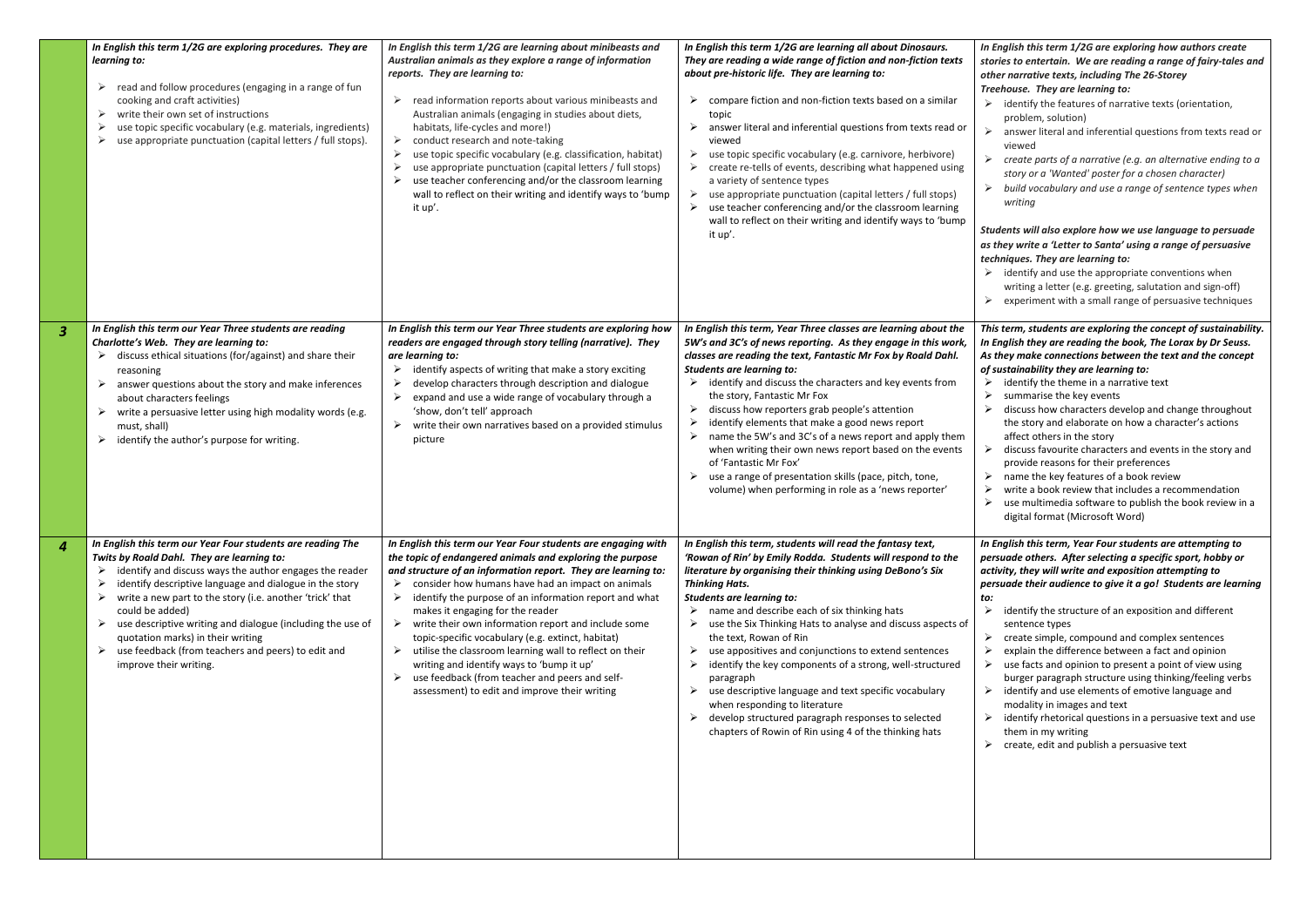| | | | | |
|---|---|---|---|---|
| | ***In English this term 1/2G are exploring procedures. They are learning to:***<br>➢ read and follow procedures (engaging in a range of fun cooking and craft activities)<br>➢ write their own set of instructions<br>➢ use topic specific vocabulary (e.g. materials, ingredients)<br>➢ use appropriate punctuation (capital letters / full stops). | ***In English this term 1/2G are learning about minibeasts and Australian animals as they explore a range of information reports. They are learning to:***<br>➢ read information reports about various minibeasts and Australian animals (engaging in studies about diets, habitats, life-cycles and more!)<br>➢ conduct research and note-taking<br>➢ use topic specific vocabulary (e.g. classification, habitat)<br>➢ use appropriate punctuation (capital letters / full stops)<br>➢ use teacher conferencing and/or the classroom learning wall to reflect on their writing and identify ways to 'bump it up'. | ***In English this term 1/2G are learning all about Dinosaurs. They are reading a wide range of fiction and non-fiction texts about pre-historic life. They are learning to:***<br>➢ compare fiction and non-fiction texts based on a similar topic<br>➢ answer literal and inferential questions from texts read or viewed<br>➢ use topic specific vocabulary (e.g. carnivore, herbivore)<br>➢ create re-tells of events, describing what happened using a variety of sentence types<br>➢ use appropriate punctuation (capital letters / full stops)<br>➢ use teacher conferencing and/or the classroom learning wall to reflect on their writing and identify ways to 'bump it up'. | ***In English this term 1/2G are exploring how authors create stories to entertain. We are reading a range of fairy-tales and other narrative texts, including The 26-Storey Treehouse. They are learning to:***<br>➢ identify the features of narrative texts (orientation, problem, solution)<br>➢ answer literal and inferential questions from texts read or viewed<br>➢ *create parts of a narrative (e.g. an alternative ending to a story or a 'Wanted' poster for a chosen character)*<br>➢ *build vocabulary and use a range of sentence types when writing*<br><br>***Students will also explore how we use language to persuade as they write a 'Letter to Santa' using a range of persuasive techniques. They are learning to:***<br>➢ identify and use the appropriate conventions when writing a letter (e.g. greeting, salutation and sign-off)<br>➢ experiment with a small range of persuasive techniques |
| **3** | ***In English this term our Year Three students are reading Charlotte's Web. They are learning to:***<br>➢ discuss ethical situations (for/against) and share their reasoning<br>➢ answer questions about the story and make inferences about characters feelings<br>➢ write a persuasive letter using high modality words (e.g. must, shall)<br>➢ identify the author's purpose for writing. | ***In English this term our Year Three students are exploring how readers are engaged through story telling (narrative). They are learning to:***<br>➢ identify aspects of writing that make a story exciting<br>➢ develop characters through description and dialogue<br>➢ expand and use a wide range of vocabulary through a 'show, don't tell' approach<br>➢ write their own narratives based on a provided stimulus picture | ***In English this term, Year Three classes are learning about the 5W's and 3C's of news reporting. As they engage in this work, classes are reading the text, Fantastic Mr Fox by Roald Dahl. Students are learning to:***<br>➢ identify and discuss the characters and key events from the story, Fantastic Mr Fox<br>➢ discuss how reporters grab people's attention<br>➢ identify elements that make a good news report<br>➢ name the 5W's and 3C's of a news report and apply them when writing their own news report based on the events of 'Fantastic Mr Fox'<br>➢ use a range of presentation skills (pace, pitch, tone, volume) when performing in role as a 'news reporter' | ***This term, students are exploring the concept of sustainability. In English they are reading the book, The Lorax by Dr Seuss. As they make connections between the text and the concept of sustainability they are learning to:***<br>➢ identify the theme in a narrative text<br>➢ summarise the key events<br>➢ discuss how characters develop and change throughout the story and elaborate on how a character's actions affect others in the story<br>➢ discuss favourite characters and events in the story and provide reasons for their preferences<br>➢ name the key features of a book review<br>➢ write a book review that includes a recommendation<br>➢ use multimedia software to publish the book review in a digital format (Microsoft Word) |
| **4** | ***In English this term our Year Four students are reading The Twits by Roald Dahl. They are learning to:***<br>➢ identify and discuss ways the author engages the reader<br>➢ identify descriptive language and dialogue in the story<br>➢ write a new part to the story (i.e. another 'trick' that could be added)<br>➢ use descriptive writing and dialogue (including the use of quotation marks) in their writing<br>➢ use feedback (from teachers and peers) to edit and improve their writing. | ***In English this term our Year Four students are engaging with the topic of endangered animals and exploring the purpose and structure of an information report. They are learning to:***<br>➢ consider how humans have had an impact on animals<br>➢ identify the purpose of an information report and what makes it engaging for the reader<br>➢ write their own information report and include some topic-specific vocabulary (e.g. extinct, habitat)<br>➢ utilise the classroom learning wall to reflect on their writing and identify ways to 'bump it up'<br>➢ use feedback (from teacher and peers and self-assessment) to edit and improve their writing | ***In English this term, students will read the fantasy text, 'Rowan of Rin' by Emily Rodda. Students will respond to the literature by organising their thinking using DeBono's Six Thinking Hats.***<br>***Students are learning to:***<br>➢ name and describe each of six thinking hats<br>➢ use the Six Thinking Hats to analyse and discuss aspects of the text, Rowan of Rin<br>➢ use appositives and conjunctions to extend sentences<br>➢ identify the key components of a strong, well-structured paragraph<br>➢ use descriptive language and text specific vocabulary when responding to literature<br>➢ develop structured paragraph responses to selected chapters of Rowin of Rin using 4 of the thinking hats | ***In English this term, Year Four students are attempting to persuade others. After selecting a specific sport, hobby or activity, they will write and exposition attempting to persuade their audience to give it a go! Students are learning to:***<br>➢ identify the structure of an exposition and different sentence types<br>➢ create simple, compound and complex sentences<br>➢ explain the difference between a fact and opinion<br>➢ use facts and opinion to present a point of view using burger paragraph structure using thinking/feeling verbs<br>➢ identify and use elements of emotive language and modality in images and text<br>➢ identify rhetorical questions in a persuasive text and use them in my writing<br>➢ create, edit and publish a persuasive text |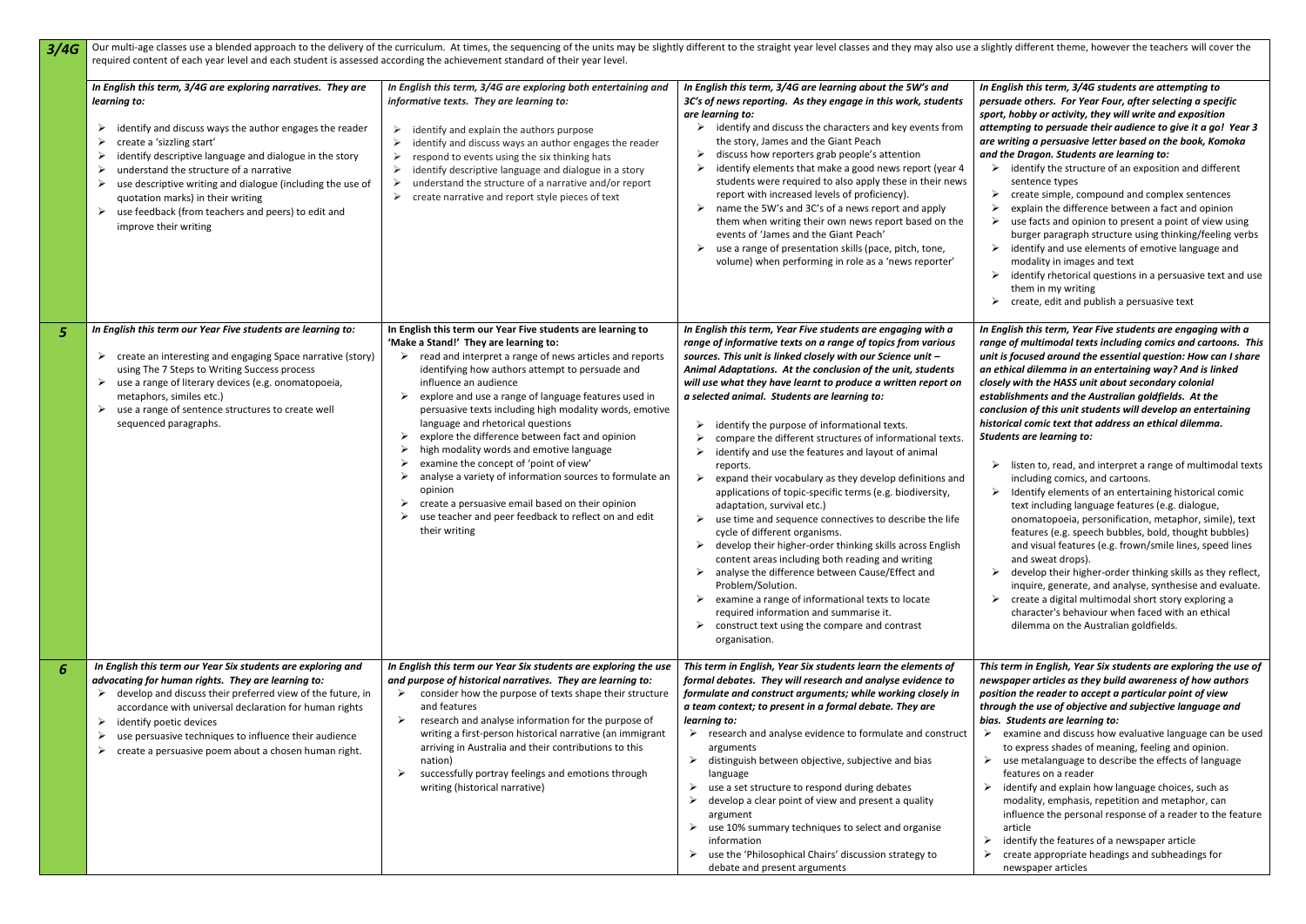| | | | | |
|---|---|---|---|---|
| **3/4G** | Our multi-age classes use a blended approach to the delivery of the curriculum. At times, the sequencing of the units may be slightly different to the straight year level classes and they may also use a slightly different theme, however the teachers will cover the required content of each year level and each student is assessed according the achievement standard of their year level. | | | |
| | ***In English this term, 3/4G are exploring narratives. They are learning to:***<br>➢ identify and discuss ways the author engages the reader<br>➢ create a 'sizzling start'<br>➢ identify descriptive language and dialogue in the story<br>➢ understand the structure of a narrative<br>➢ use descriptive writing and dialogue (including the use of quotation marks) in their writing<br>➢ use feedback (from teachers and peers) to edit and improve their writing | ***In English this term, 3/4G are exploring both entertaining and informative texts. They are learning to:***<br>➢ identify and explain the authors purpose<br>➢ identify and discuss ways an author engages the reader<br>➢ respond to events using the six thinking hats<br>➢ identify descriptive language and dialogue in a story<br>➢ understand the structure of a narrative and/or report<br>➢ create narrative and report style pieces of text | ***In English this term, 3/4G are learning about the 5W's and 3C's of news reporting. As they engage in this work, students are learning to:***<br>➢ identify and discuss the characters and key events from the story, James and the Giant Peach<br>➢ discuss how reporters grab people's attention<br>➢ identify elements that make a good news report (year 4 students were required to also apply these in their news report with increased levels of proficiency).<br>➢ name the 5W's and 3C's of a news report and apply them when writing their own news report based on the events of 'James and the Giant Peach'<br>➢ use a range of presentation skills (pace, pitch, tone, volume) when performing in role as a 'news reporter' | ***In English this term, 3/4G students are attempting to persuade others. For Year Four, after selecting a specific sport, hobby or activity, they will write and exposition attempting to persuade their audience to give it a go! Year 3 are writing a persuasive letter based on the book, Komoka and the Dragon. Students are learning to:***<br>➢ identify the structure of an exposition and different sentence types<br>➢ create simple, compound and complex sentences<br>➢ explain the difference between a fact and opinion<br>➢ use facts and opinion to present a point of view using burger paragraph structure using thinking/feeling verbs<br>➢ identify and use elements of emotive language and modality in images and text<br>➢ identify rhetorical questions in a persuasive text and use them in my writing<br>➢ create, edit and publish a persuasive text |
| **5** | ***In English this term our Year Five students are learning to:***<br>➢ create an interesting and engaging Space narrative (story) using The 7 Steps to Writing Success process<br>➢ use a range of literary devices (e.g. onomatopoeia, metaphors, similes etc.)<br>➢ use a range of sentence structures to create well sequenced paragraphs. | **In English this term our Year Five students are learning to 'Make a Stand!' They are learning to:**<br>➢ read and interpret a range of news articles and reports identifying how authors attempt to persuade and influence an audience<br>➢ explore and use a range of language features used in persuasive texts including high modality words, emotive language and rhetorical questions<br>➢ explore the difference between fact and opinion<br>➢ high modality words and emotive language<br>➢ examine the concept of 'point of view'<br>➢ analyse a variety of information sources to formulate an opinion<br>➢ create a persuasive email based on their opinion<br>➢ use teacher and peer feedback to reflect on and edit their writing | ***In English this term, Year Five students are engaging with a range of informative texts on a range of topics from various sources. This unit is linked closely with our Science unit – Animal Adaptations. At the conclusion of the unit, students will use what they have learnt to produce a written report on a selected animal. Students are learning to:***<br>➢ identify the purpose of informational texts.<br>➢ compare the different structures of informational texts.<br>➢ identify and use the features and layout of animal reports.<br>➢ expand their vocabulary as they develop definitions and applications of topic-specific terms (e.g. biodiversity, adaptation, survival etc.)<br>➢ use time and sequence connectives to describe the life cycle of different organisms.<br>➢ develop their higher-order thinking skills across English content areas including both reading and writing<br>➢ analyse the difference between Cause/Effect and Problem/Solution.<br>➢ examine a range of informational texts to locate required information and summarise it.<br>➢ construct text using the compare and contrast organisation. | ***In English this term, Year Five students are engaging with a range of multimodal texts including comics and cartoons. This unit is focused around the essential question: How can I share an ethical dilemma in an entertaining way? And is linked closely with the HASS unit about secondary colonial establishments and the Australian goldfields. At the conclusion of this unit students will develop an entertaining historical comic text that address an ethical dilemma. Students are learning to:***<br>➢ listen to, read, and interpret a range of multimodal texts including comics, and cartoons.<br>➢ Identify elements of an entertaining historical comic text including language features (e.g. dialogue, onomatopoeia, personification, metaphor, simile), text features (e.g. speech bubbles, bold, thought bubbles) and visual features (e.g. frown/smile lines, speed lines and sweat drops).<br>➢ develop their higher-order thinking skills as they reflect, inquire, generate, and analyse, synthesise and evaluate.<br>➢ create a digital multimodal short story exploring a character's behaviour when faced with an ethical dilemma on the Australian goldfields. |
| **6** | ***In English this term our Year Six students are exploring and advocating for human rights. They are learning to:***<br>➢ develop and discuss their preferred view of the future, in accordance with universal declaration for human rights<br>➢ identify poetic devices<br>➢ use persuasive techniques to influence their audience<br>➢ create a persuasive poem about a chosen human right. | ***In English this term our Year Six students are exploring the use and purpose of historical narratives. They are learning to:***<br>➢ consider how the purpose of texts shape their structure and features<br>➢ research and analyse information for the purpose of writing a first-person historical narrative (an immigrant arriving in Australia and their contributions to this nation)<br>➢ successfully portray feelings and emotions through writing (historical narrative) | ***This term in English, Year Six students learn the elements of formal debates. They will research and analyse evidence to formulate and construct arguments; while working closely in a team context; to present in a formal debate. They are learning to:***<br>➢ research and analyse evidence to formulate and construct arguments<br>➢ distinguish between objective, subjective and bias language<br>➢ use a set structure to respond during debates<br>➢ develop a clear point of view and present a quality argument<br>➢ use 10% summary techniques to select and organise information<br>➢ use the 'Philosophical Chairs' discussion strategy to debate and present arguments | ***This term in English, Year Six students are exploring the use of newspaper articles as they build awareness of how authors position the reader to accept a particular point of view through the use of objective and subjective language and bias. Students are learning to:***<br>➢ examine and discuss how evaluative language can be used to express shades of meaning, feeling and opinion.<br>➢ use metalanguage to describe the effects of language features on a reader<br>➢ identify and explain how language choices, such as modality, emphasis, repetition and metaphor, can influence the personal response of a reader to the feature article<br>➢ identify the features of a newspaper article<br>➢ create appropriate headings and subheadings for newspaper articles |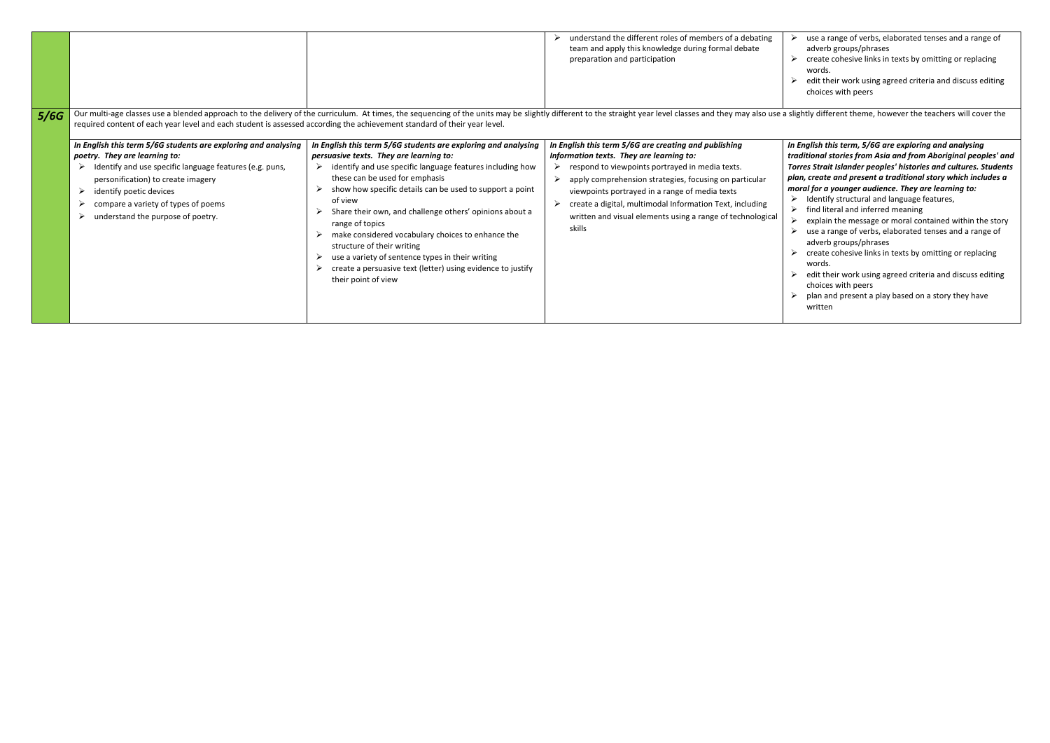| | | | | |
|---|---|---|---|---|
| | | | ➢ understand the different roles of members of a debating team and apply this knowledge during formal debate preparation and participation | ➢ use a range of verbs, elaborated tenses and a range of adverb groups/phrases<br>➢ create cohesive links in texts by omitting or replacing words.<br>➢ edit their work using agreed criteria and discuss editing choices with peers |
| **5/6G** | Our multi-age classes use a blended approach to the delivery of the curriculum. At times, the sequencing of the units may be slightly different to the straight year level classes and they may also use a slightly different theme, however the teachers will cover the required content of each year level and each student is assessed according the achievement standard of their year level. | | | |
| | ***In English this term 5/6G students are exploring and analysing poetry. They are learning to:***<br>➢ Identify and use specific language features (e.g. puns, personification) to create imagery<br>➢ identify poetic devices<br>➢ compare a variety of types of poems<br>➢ understand the purpose of poetry. | ***In English this term 5/6G students are exploring and analysing persuasive texts. They are learning to:***<br>➢ identify and use specific language features including how these can be used for emphasis<br>➢ show how specific details can be used to support a point of view<br>➢ Share their own, and challenge others' opinions about a range of topics<br>➢ make considered vocabulary choices to enhance the structure of their writing<br>➢ use a variety of sentence types in their writing<br>➢ create a persuasive text (letter) using evidence to justify their point of view | ***In English this term 5/6G are creating and publishing Information texts. They are learning to:***<br>➢ respond to viewpoints portrayed in media texts.<br>➢ apply comprehension strategies, focusing on particular viewpoints portrayed in a range of media texts<br>➢ create a digital, multimodal Information Text, including written and visual elements using a range of technological skills | ***In English this term, 5/6G are exploring and analysing traditional stories from Asia and from Aboriginal peoples' and Torres Strait Islander peoples' histories and cultures. Students plan, create and present a traditional story which includes a moral for a younger audience. They are learning to:***<br>➢ Identify structural and language features,<br>➢ find literal and inferred meaning<br>➢ explain the message or moral contained within the story<br>➢ use a range of verbs, elaborated tenses and a range of adverb groups/phrases<br>➢ create cohesive links in texts by omitting or replacing words.<br>➢ edit their work using agreed criteria and discuss editing choices with peers<br>➢ plan and present a play based on a story they have written |